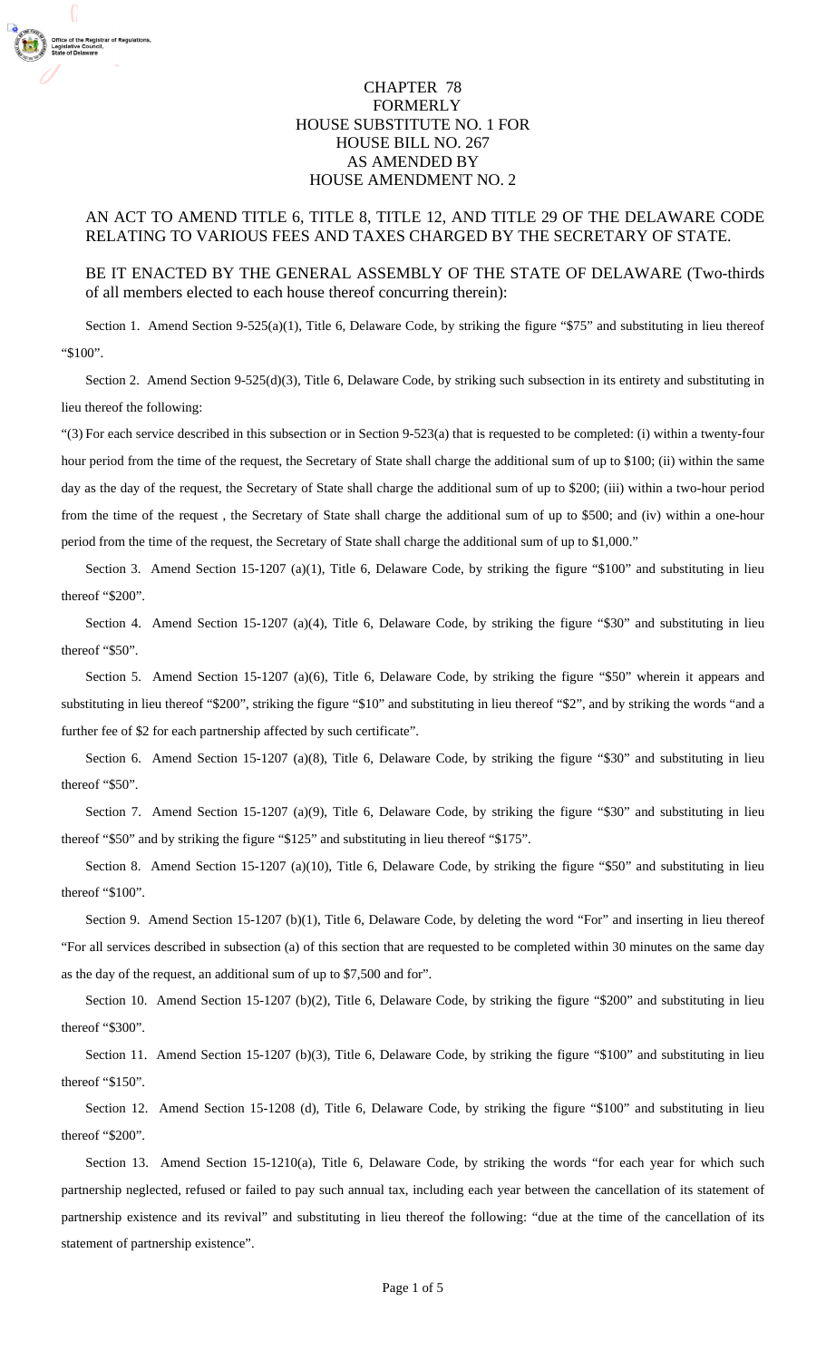CHAPTER 78
FORMERLY
HOUSE SUBSTITUTE NO. 1 FOR
HOUSE BILL NO. 267
AS AMENDED BY
HOUSE AMENDMENT NO. 2

AN ACT TO AMEND TITLE 6, TITLE 8, TITLE 12, AND TITLE 29 OF THE DELAWARE CODE RELATING TO VARIOUS FEES AND TAXES CHARGED BY THE SECRETARY OF STATE.

BE IT ENACTED BY THE GENERAL ASSEMBLY OF THE STATE OF DELAWARE (Two-thirds of all members elected to each house thereof concurring therein):

Section 1. Amend Section 9-525(a)(1), Title 6, Delaware Code, by striking the figure "$75" and substituting in lieu thereof "$100".

Section 2. Amend Section 9-525(d)(3), Title 6, Delaware Code, by striking such subsection in its entirety and substituting in lieu thereof the following:

"(3) For each service described in this subsection or in Section 9-523(a) that is requested to be completed: (i) within a twenty-four hour period from the time of the request, the Secretary of State shall charge the additional sum of up to $100; (ii) within the same day as the day of the request, the Secretary of State shall charge the additional sum of up to $200; (iii) within a two-hour period from the time of the request , the Secretary of State shall charge the additional sum of up to $500; and (iv) within a one-hour period from the time of the request, the Secretary of State shall charge the additional sum of up to $1,000."

Section 3. Amend Section 15-1207 (a)(1), Title 6, Delaware Code, by striking the figure "$100" and substituting in lieu thereof "$200".

Section 4. Amend Section 15-1207 (a)(4), Title 6, Delaware Code, by striking the figure "$30" and substituting in lieu thereof "$50".

Section 5. Amend Section 15-1207 (a)(6), Title 6, Delaware Code, by striking the figure "$50" wherein it appears and substituting in lieu thereof "$200", striking the figure "$10" and substituting in lieu thereof "$2", and by striking the words "and a further fee of $2 for each partnership affected by such certificate".

Section 6. Amend Section 15-1207 (a)(8), Title 6, Delaware Code, by striking the figure "$30" and substituting in lieu thereof "$50".

Section 7. Amend Section 15-1207 (a)(9), Title 6, Delaware Code, by striking the figure "$30" and substituting in lieu thereof "$50" and by striking the figure "$125" and substituting in lieu thereof "$175".

Section 8. Amend Section 15-1207 (a)(10), Title 6, Delaware Code, by striking the figure "$50" and substituting in lieu thereof "$100".

Section 9. Amend Section 15-1207 (b)(1), Title 6, Delaware Code, by deleting the word "For" and inserting in lieu thereof "For all services described in subsection (a) of this section that are requested to be completed within 30 minutes on the same day as the day of the request, an additional sum of up to $7,500 and for".

Section 10. Amend Section 15-1207 (b)(2), Title 6, Delaware Code, by striking the figure "$200" and substituting in lieu thereof "$300".

Section 11. Amend Section 15-1207 (b)(3), Title 6, Delaware Code, by striking the figure "$100" and substituting in lieu thereof "$150".

Section 12. Amend Section 15-1208 (d), Title 6, Delaware Code, by striking the figure "$100" and substituting in lieu thereof "$200".

Section 13. Amend Section 15-1210(a), Title 6, Delaware Code, by striking the words "for each year for which such partnership neglected, refused or failed to pay such annual tax, including each year between the cancellation of its statement of partnership existence and its revival" and substituting in lieu thereof the following: "due at the time of the cancellation of its statement of partnership existence".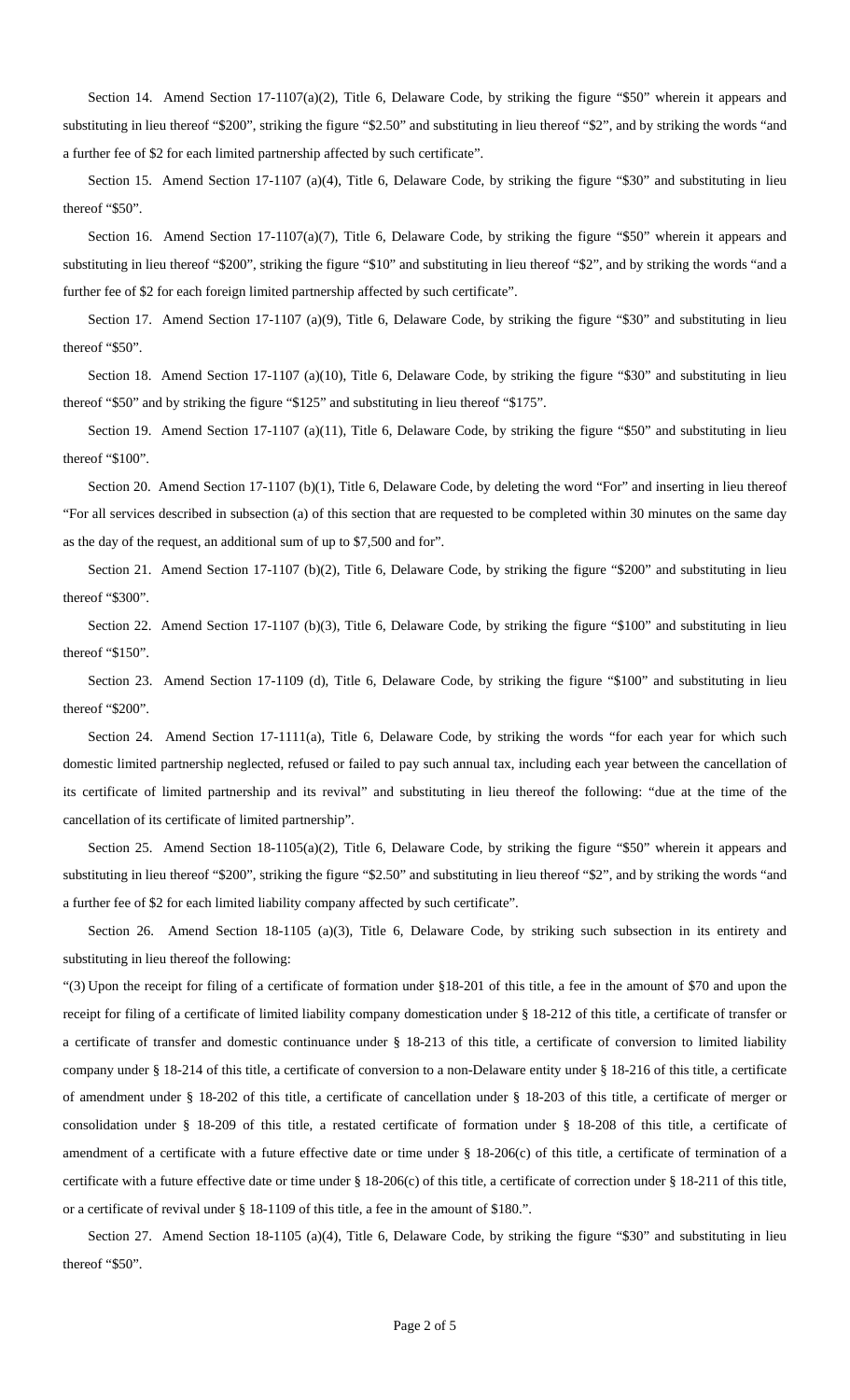Section 14. Amend Section 17-1107(a)(2), Title 6, Delaware Code, by striking the figure "$50" wherein it appears and substituting in lieu thereof "$200", striking the figure "$2.50" and substituting in lieu thereof "$2", and by striking the words "and a further fee of $2 for each limited partnership affected by such certificate".

Section 15. Amend Section 17-1107 (a)(4), Title 6, Delaware Code, by striking the figure "$30" and substituting in lieu thereof "$50".

Section 16. Amend Section 17-1107(a)(7), Title 6, Delaware Code, by striking the figure "$50" wherein it appears and substituting in lieu thereof "$200", striking the figure "$10" and substituting in lieu thereof "$2", and by striking the words "and a further fee of $2 for each foreign limited partnership affected by such certificate".

Section 17. Amend Section 17-1107 (a)(9), Title 6, Delaware Code, by striking the figure "$30" and substituting in lieu thereof "$50".

Section 18. Amend Section 17-1107 (a)(10), Title 6, Delaware Code, by striking the figure "$30" and substituting in lieu thereof "$50" and by striking the figure "$125" and substituting in lieu thereof "$175".

Section 19. Amend Section 17-1107 (a)(11), Title 6, Delaware Code, by striking the figure "$50" and substituting in lieu thereof "$100".

Section 20. Amend Section 17-1107 (b)(1), Title 6, Delaware Code, by deleting the word "For" and inserting in lieu thereof "For all services described in subsection (a) of this section that are requested to be completed within 30 minutes on the same day as the day of the request, an additional sum of up to $7,500 and for".

Section 21. Amend Section 17-1107 (b)(2), Title 6, Delaware Code, by striking the figure "$200" and substituting in lieu thereof "$300".

Section 22. Amend Section 17-1107 (b)(3), Title 6, Delaware Code, by striking the figure "$100" and substituting in lieu thereof "$150".

Section 23. Amend Section 17-1109 (d), Title 6, Delaware Code, by striking the figure "$100" and substituting in lieu thereof "$200".

Section 24. Amend Section 17-1111(a), Title 6, Delaware Code, by striking the words "for each year for which such domestic limited partnership neglected, refused or failed to pay such annual tax, including each year between the cancellation of its certificate of limited partnership and its revival" and substituting in lieu thereof the following: "due at the time of the cancellation of its certificate of limited partnership".

Section 25. Amend Section 18-1105(a)(2), Title 6, Delaware Code, by striking the figure "$50" wherein it appears and substituting in lieu thereof "$200", striking the figure "$2.50" and substituting in lieu thereof "$2", and by striking the words "and a further fee of $2 for each limited liability company affected by such certificate".

Section 26. Amend Section 18-1105 (a)(3), Title 6, Delaware Code, by striking such subsection in its entirety and substituting in lieu thereof the following:

"(3) Upon the receipt for filing of a certificate of formation under §18-201 of this title, a fee in the amount of $70 and upon the receipt for filing of a certificate of limited liability company domestication under § 18-212 of this title, a certificate of transfer or a certificate of transfer and domestic continuance under § 18-213 of this title, a certificate of conversion to limited liability company under § 18-214 of this title, a certificate of conversion to a non-Delaware entity under § 18-216 of this title, a certificate of amendment under § 18-202 of this title, a certificate of cancellation under § 18-203 of this title, a certificate of merger or consolidation under § 18-209 of this title, a restated certificate of formation under § 18-208 of this title, a certificate of amendment of a certificate with a future effective date or time under § 18-206(c) of this title, a certificate of termination of a certificate with a future effective date or time under § 18-206(c) of this title, a certificate of correction under § 18-211 of this title, or a certificate of revival under § 18-1109 of this title, a fee in the amount of $180.".

Section 27. Amend Section 18-1105 (a)(4), Title 6, Delaware Code, by striking the figure "$30" and substituting in lieu thereof "$50".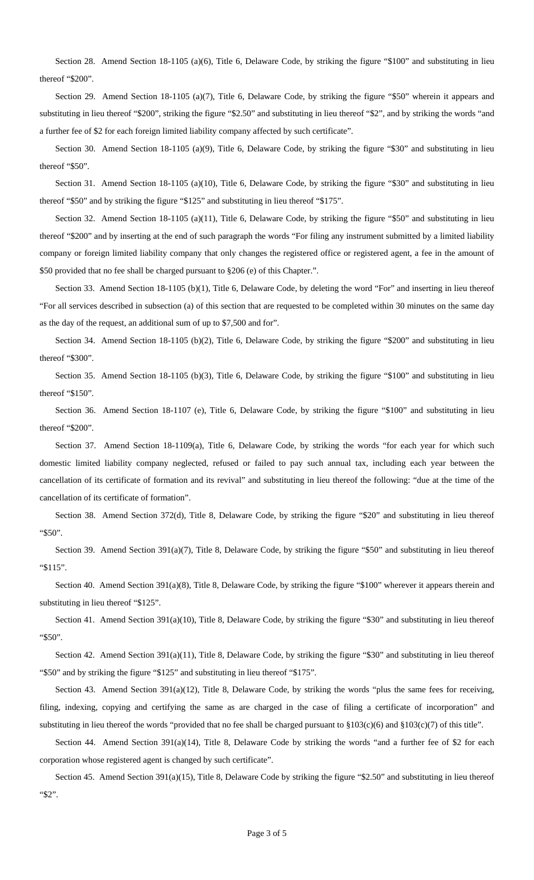Section 28. Amend Section 18-1105 (a)(6), Title 6, Delaware Code, by striking the figure "$100" and substituting in lieu thereof "$200".

Section 29. Amend Section 18-1105 (a)(7), Title 6, Delaware Code, by striking the figure "$50" wherein it appears and substituting in lieu thereof "$200", striking the figure "$2.50" and substituting in lieu thereof "$2", and by striking the words "and a further fee of $2 for each foreign limited liability company affected by such certificate".

Section 30. Amend Section 18-1105 (a)(9), Title 6, Delaware Code, by striking the figure "$30" and substituting in lieu thereof "$50".

Section 31. Amend Section 18-1105 (a)(10), Title 6, Delaware Code, by striking the figure "$30" and substituting in lieu thereof "$50" and by striking the figure "$125" and substituting in lieu thereof "$175".

Section 32. Amend Section 18-1105 (a)(11), Title 6, Delaware Code, by striking the figure "$50" and substituting in lieu thereof "$200" and by inserting at the end of such paragraph the words "For filing any instrument submitted by a limited liability company or foreign limited liability company that only changes the registered office or registered agent, a fee in the amount of $50 provided that no fee shall be charged pursuant to §206 (e) of this Chapter.".

Section 33. Amend Section 18-1105 (b)(1), Title 6, Delaware Code, by deleting the word "For" and inserting in lieu thereof "For all services described in subsection (a) of this section that are requested to be completed within 30 minutes on the same day as the day of the request, an additional sum of up to $7,500 and for".

Section 34. Amend Section 18-1105 (b)(2), Title 6, Delaware Code, by striking the figure "$200" and substituting in lieu thereof "$300".

Section 35. Amend Section 18-1105 (b)(3), Title 6, Delaware Code, by striking the figure "$100" and substituting in lieu thereof "$150".

Section 36. Amend Section 18-1107 (e), Title 6, Delaware Code, by striking the figure "$100" and substituting in lieu thereof "$200".

Section 37. Amend Section 18-1109(a), Title 6, Delaware Code, by striking the words "for each year for which such domestic limited liability company neglected, refused or failed to pay such annual tax, including each year between the cancellation of its certificate of formation and its revival" and substituting in lieu thereof the following: "due at the time of the cancellation of its certificate of formation".

Section 38. Amend Section 372(d), Title 8, Delaware Code, by striking the figure "$20" and substituting in lieu thereof "$50".

Section 39. Amend Section 391(a)(7), Title 8, Delaware Code, by striking the figure "$50" and substituting in lieu thereof "$115".

Section 40. Amend Section 391(a)(8), Title 8, Delaware Code, by striking the figure "$100" wherever it appears therein and substituting in lieu thereof "$125".

Section 41. Amend Section 391(a)(10), Title 8, Delaware Code, by striking the figure "$30" and substituting in lieu thereof "$50".

Section 42. Amend Section 391(a)(11), Title 8, Delaware Code, by striking the figure "$30" and substituting in lieu thereof "$50" and by striking the figure "$125" and substituting in lieu thereof "$175".

Section 43. Amend Section 391(a)(12), Title 8, Delaware Code, by striking the words "plus the same fees for receiving, filing, indexing, copying and certifying the same as are charged in the case of filing a certificate of incorporation" and substituting in lieu thereof the words "provided that no fee shall be charged pursuant to §103(c)(6) and §103(c)(7) of this title".

Section 44. Amend Section 391(a)(14), Title 8, Delaware Code by striking the words "and a further fee of $2 for each corporation whose registered agent is changed by such certificate".

Section 45. Amend Section 391(a)(15), Title 8, Delaware Code by striking the figure "$2.50" and substituting in lieu thereof "$2".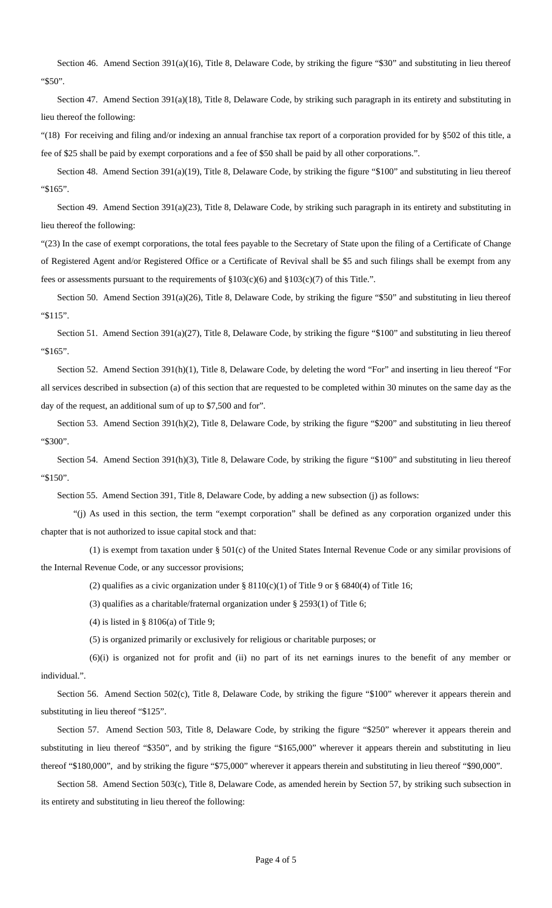Section 46. Amend Section 391(a)(16), Title 8, Delaware Code, by striking the figure "$30" and substituting in lieu thereof "$50".

Section 47. Amend Section 391(a)(18), Title 8, Delaware Code, by striking such paragraph in its entirety and substituting in lieu thereof the following:

"(18) For receiving and filing and/or indexing an annual franchise tax report of a corporation provided for by §502 of this title, a fee of $25 shall be paid by exempt corporations and a fee of $50 shall be paid by all other corporations.".

Section 48. Amend Section 391(a)(19), Title 8, Delaware Code, by striking the figure "$100" and substituting in lieu thereof "$165".

Section 49. Amend Section 391(a)(23), Title 8, Delaware Code, by striking such paragraph in its entirety and substituting in lieu thereof the following:

"(23) In the case of exempt corporations, the total fees payable to the Secretary of State upon the filing of a Certificate of Change of Registered Agent and/or Registered Office or a Certificate of Revival shall be $5 and such filings shall be exempt from any fees or assessments pursuant to the requirements of §103(c)(6) and §103(c)(7) of this Title.".

Section 50. Amend Section 391(a)(26), Title 8, Delaware Code, by striking the figure "$50" and substituting in lieu thereof "$115".

Section 51. Amend Section 391(a)(27), Title 8, Delaware Code, by striking the figure "$100" and substituting in lieu thereof "$165".

Section 52. Amend Section 391(h)(1), Title 8, Delaware Code, by deleting the word "For" and inserting in lieu thereof "For all services described in subsection (a) of this section that are requested to be completed within 30 minutes on the same day as the day of the request, an additional sum of up to $7,500 and for".

Section 53. Amend Section 391(h)(2), Title 8, Delaware Code, by striking the figure "$200" and substituting in lieu thereof "$300".

Section 54. Amend Section 391(h)(3), Title 8, Delaware Code, by striking the figure "$100" and substituting in lieu thereof "$150".

Section 55. Amend Section 391, Title 8, Delaware Code, by adding a new subsection (j) as follows:

"(j) As used in this section, the term "exempt corporation" shall be defined as any corporation organized under this chapter that is not authorized to issue capital stock and that:

(1) is exempt from taxation under § 501(c) of the United States Internal Revenue Code or any similar provisions of the Internal Revenue Code, or any successor provisions;

(2) qualifies as a civic organization under § 8110(c)(1) of Title 9 or § 6840(4) of Title 16;

(3) qualifies as a charitable/fraternal organization under § 2593(1) of Title 6;

(4) is listed in § 8106(a) of Title 9;

(5) is organized primarily or exclusively for religious or charitable purposes; or

(6)(i) is organized not for profit and (ii) no part of its net earnings inures to the benefit of any member or individual.".

Section 56. Amend Section 502(c), Title 8, Delaware Code, by striking the figure "$100" wherever it appears therein and substituting in lieu thereof "$125".

Section 57. Amend Section 503, Title 8, Delaware Code, by striking the figure "$250" wherever it appears therein and substituting in lieu thereof "$350", and by striking the figure "$165,000" wherever it appears therein and substituting in lieu thereof "$180,000", and by striking the figure "$75,000" wherever it appears therein and substituting in lieu thereof "$90,000".

Section 58. Amend Section 503(c), Title 8, Delaware Code, as amended herein by Section 57, by striking such subsection in its entirety and substituting in lieu thereof the following: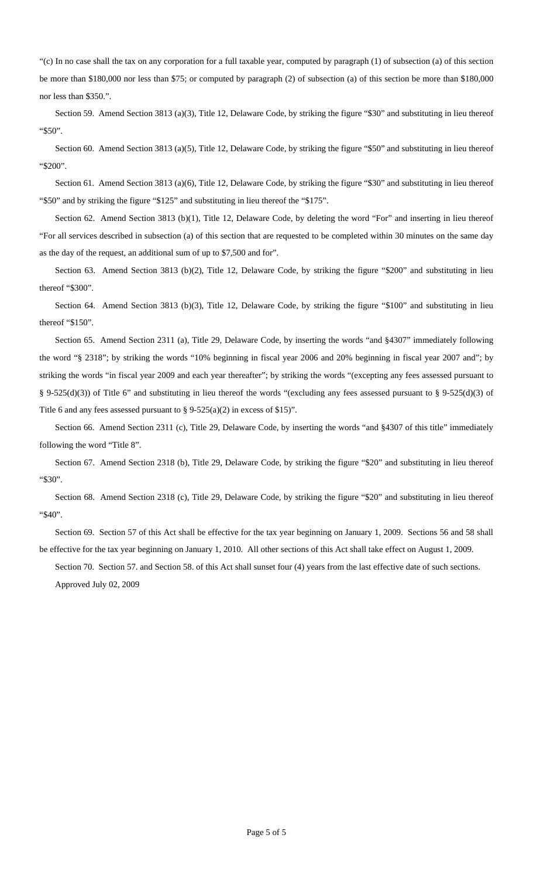"(c) In no case shall the tax on any corporation for a full taxable year, computed by paragraph (1) of subsection (a) of this section be more than $180,000 nor less than $75; or computed by paragraph (2) of subsection (a) of this section be more than $180,000 nor less than $350.".

Section 59. Amend Section 3813 (a)(3), Title 12, Delaware Code, by striking the figure "$30" and substituting in lieu thereof "$50".

Section 60. Amend Section 3813 (a)(5), Title 12, Delaware Code, by striking the figure "$50" and substituting in lieu thereof "$200".

Section 61. Amend Section 3813 (a)(6), Title 12, Delaware Code, by striking the figure "$30" and substituting in lieu thereof "$50" and by striking the figure "$125" and substituting in lieu thereof the "$175".

Section 62. Amend Section 3813 (b)(1), Title 12, Delaware Code, by deleting the word "For" and inserting in lieu thereof "For all services described in subsection (a) of this section that are requested to be completed within 30 minutes on the same day as the day of the request, an additional sum of up to $7,500 and for".

Section 63. Amend Section 3813 (b)(2), Title 12, Delaware Code, by striking the figure "$200" and substituting in lieu thereof "$300".

Section 64. Amend Section 3813 (b)(3), Title 12, Delaware Code, by striking the figure "$100" and substituting in lieu thereof "$150".

Section 65. Amend Section 2311 (a), Title 29, Delaware Code, by inserting the words "and §4307" immediately following the word "§ 2318"; by striking the words "10% beginning in fiscal year 2006 and 20% beginning in fiscal year 2007 and"; by striking the words "in fiscal year 2009 and each year thereafter"; by striking the words "(excepting any fees assessed pursuant to § 9-525(d)(3)) of Title 6" and substituting in lieu thereof the words "(excluding any fees assessed pursuant to § 9-525(d)(3) of Title 6 and any fees assessed pursuant to § 9-525(a)(2) in excess of $15)".

Section 66. Amend Section 2311 (c), Title 29, Delaware Code, by inserting the words "and §4307 of this title" immediately following the word "Title 8".

Section 67. Amend Section 2318 (b), Title 29, Delaware Code, by striking the figure "$20" and substituting in lieu thereof "$30".

Section 68. Amend Section 2318 (c), Title 29, Delaware Code, by striking the figure "$20" and substituting in lieu thereof "$40".

Section 69. Section 57 of this Act shall be effective for the tax year beginning on January 1, 2009. Sections 56 and 58 shall be effective for the tax year beginning on January 1, 2010. All other sections of this Act shall take effect on August 1, 2009.

Section 70. Section 57. and Section 58. of this Act shall sunset four (4) years from the last effective date of such sections.

Approved July 02, 2009